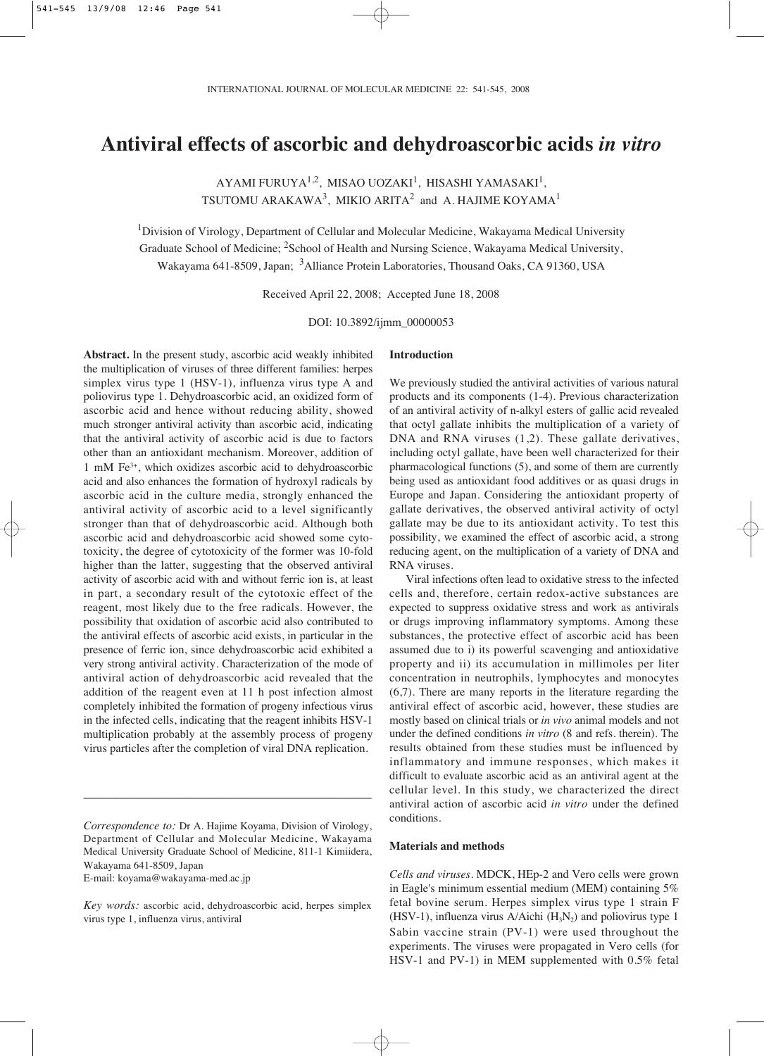# Antiviral effects of ascorbic and dehydroascorbic acids *in vitro*

AYAMI FURUYA[1,2], MISAO UOZAKI[1], HISASHI YAMASAKI[1], TSUTOMU ARAKAWA[3], MIKIO ARITA[2] and A. HAJIME KOYAMA[1]

[1]Division of Virology, Department of Cellular and Molecular Medicine, Wakayama Medical University Graduate School of Medicine; [2]School of Health and Nursing Science, Wakayama Medical University, Wakayama 641-8509, Japan; [3]Alliance Protein Laboratories, Thousand Oaks, CA 91360, USA

Received April 22, 2008; Accepted June 18, 2008

DOI: 10.3892/ijmm_00000053

**Abstract.** In the present study, ascorbic acid weakly inhibited the multiplication of viruses of three different families: herpes simplex virus type 1 (HSV-1), influenza virus type A and poliovirus type 1. Dehydroascorbic acid, an oxidized form of ascorbic acid and hence without reducing ability, showed much stronger antiviral activity than ascorbic acid, indicating that the antiviral activity of ascorbic acid is due to factors other than an antioxidant mechanism. Moreover, addition of 1 mM $Fe^{3+}$, which oxidizes ascorbic acid to dehydroascorbic acid and also enhances the formation of hydroxyl radicals by ascorbic acid in the culture media, strongly enhanced the antiviral activity of ascorbic acid to a level significantly stronger than that of dehydroascorbic acid. Although both ascorbic acid and dehydroascorbic acid showed some cytotoxicity, the degree of cytotoxicity of the former was 10-fold higher than the latter, suggesting that the observed antiviral activity of ascorbic acid with and without ferric ion is, at least in part, a secondary result of the cytotoxic effect of the reagent, most likely due to the free radicals. However, the possibility that oxidation of ascorbic acid also contributed to the antiviral effects of ascorbic acid exists, in particular in the presence of ferric ion, since dehydroascorbic acid exhibited a very strong antiviral activity. Characterization of the mode of antiviral action of dehydroascorbic acid revealed that the addition of the reagent even at 11 h post infection almost completely inhibited the formation of progeny infectious virus in the infected cells, indicating that the reagent inhibits HSV-1 multiplication probably at the assembly process of progeny virus particles after the completion of viral DNA replication.

---

*Correspondence to:* Dr A. Hajime Koyama, Division of Virology, Department of Cellular and Molecular Medicine, Wakayama Medical University Graduate School of Medicine, 811-1 Kimiidera, Wakayama 641-8509, Japan
E-mail: koyama@wakayama-med.ac.jp

*Key words:* ascorbic acid, dehydroascorbic acid, herpes simplex virus type 1, influenza virus, antiviral

## Introduction

We previously studied the antiviral activities of various natural products and its components (1-4). Previous characterization of an antiviral activity of n-alkyl esters of gallic acid revealed that octyl gallate inhibits the multiplication of a variety of DNA and RNA viruses (1,2). These gallate derivatives, including octyl gallate, have been well characterized for their pharmacological functions (5), and some of them are currently being used as antioxidant food additives or as quasi drugs in Europe and Japan. Considering the antioxidant property of gallate derivatives, the observed antiviral activity of octyl gallate may be due to its antioxidant activity. To test this possibility, we examined the effect of ascorbic acid, a strong reducing agent, on the multiplication of a variety of DNA and RNA viruses.

Viral infections often lead to oxidative stress to the infected cells and, therefore, certain redox-active substances are expected to suppress oxidative stress and work as antivirals or drugs improving inflammatory symptoms. Among these substances, the protective effect of ascorbic acid has been assumed due to i) its powerful scavenging and antioxidative property and ii) its accumulation in millimoles per liter concentration in neutrophils, lymphocytes and monocytes (6,7). There are many reports in the literature regarding the antiviral effect of ascorbic acid, however, these studies are mostly based on clinical trials or *in vivo* animal models and not under the defined conditions *in vitro* (8 and refs. therein). The results obtained from these studies must be influenced by inflammatory and immune responses, which makes it difficult to evaluate ascorbic acid as an antiviral agent at the cellular level. In this study, we characterized the direct antiviral action of ascorbic acid *in vitro* under the defined conditions.

## Materials and methods

*Cells and viruses.* MDCK, HEp-2 and Vero cells were grown in Eagle's minimum essential medium (MEM) containing 5% fetal bovine serum. Herpes simplex virus type 1 strain F (HSV-1), influenza virus A/Aichi ($H_3N_2$) and poliovirus type 1 Sabin vaccine strain (PV-1) were used throughout the experiments. The viruses were propagated in Vero cells (for HSV-1 and PV-1) in MEM supplemented with 0.5% fetal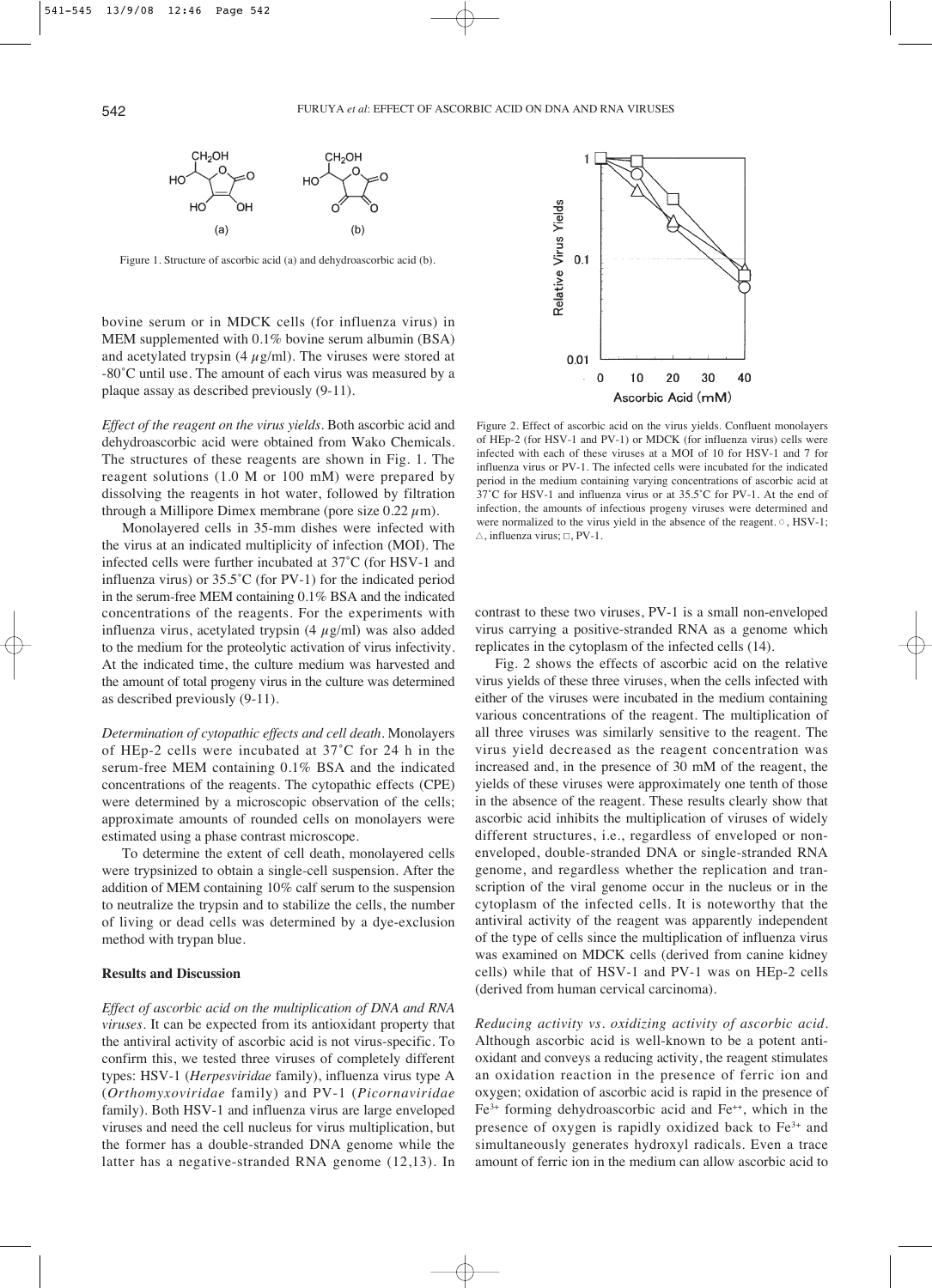Figure 1. Structure of ascorbic acid (a) and dehydroascorbic acid (b).

bovine serum or in MDCK cells (for influenza virus) in MEM supplemented with 0.1% bovine serum albumin (BSA) and acetylated trypsin (4 $\mu$g/ml). The viruses were stored at -80˚C until use. The amount of each virus was measured by a plaque assay as described previously (9-11).

*Effect of the reagent on the virus yields.* Both ascorbic acid and dehydroascorbic acid were obtained from Wako Chemicals. The structures of these reagents are shown in Fig. 1. The reagent solutions (1.0 M or 100 mM) were prepared by dissolving the reagents in hot water, followed by filtration through a Millipore Dimex membrane (pore size 0.22 $\mu$m).

Monolayered cells in 35-mm dishes were infected with the virus at an indicated multiplicity of infection (MOI). The infected cells were further incubated at 37˚C (for HSV-1 and influenza virus) or 35.5˚C (for PV-1) for the indicated period in the serum-free MEM containing 0.1% BSA and the indicated concentrations of the reagents. For the experiments with influenza virus, acetylated trypsin (4 $\mu$g/ml) was also added to the medium for the proteolytic activation of virus infectivity. At the indicated time, the culture medium was harvested and the amount of total progeny virus in the culture was determined as described previously (9-11).

*Determination of cytopathic effects and cell death.* Monolayers of HEp-2 cells were incubated at 37˚C for 24 h in the serum-free MEM containing 0.1% BSA and the indicated concentrations of the reagents. The cytopathic effects (CPE) were determined by a microscopic observation of the cells; approximate amounts of rounded cells on monolayers were estimated using a phase contrast microscope.

To determine the extent of cell death, monolayered cells were trypsinized to obtain a single-cell suspension. After the addition of MEM containing 10% calf serum to the suspension to neutralize the trypsin and to stabilize the cells, the number of living or dead cells was determined by a dye-exclusion method with trypan blue.

## Results and Discussion

*Effect of ascorbic acid on the multiplication of DNA and RNA viruses.* It can be expected from its antioxidant property that the antiviral activity of ascorbic acid is not virus-specific. To confirm this, we tested three viruses of completely different types: HSV-1 (*Herpesviridae* family), influenza virus type A (*Orthomyxoviridae* family) and PV-1 (*Picornaviridae* family). Both HSV-1 and influenza virus are large enveloped viruses and need the cell nucleus for virus multiplication, but the former has a double-stranded DNA genome while the latter has a negative-stranded RNA genome (12,13). In contrast to these two viruses, PV-1 is a small non-enveloped virus carrying a positive-stranded RNA as a genome which replicates in the cytoplasm of the infected cells (14).

Figure 2. Effect of ascorbic acid on the virus yields. Confluent monolayers of HEp-2 (for HSV-1 and PV-1) or MDCK (for influenza virus) cells were infected with each of these viruses at a MOI of 10 for HSV-1 and 7 for influenza virus or PV-1. The infected cells were incubated for the indicated period in the medium containing varying concentrations of ascorbic acid at 37˚C for HSV-1 and influenza virus or at 35.5˚C for PV-1. At the end of infection, the amounts of infectious progeny viruses were determined and were normalized to the virus yield in the absence of the reagent. ○, HSV-1; △, influenza virus; □, PV-1.

Fig. 2 shows the effects of ascorbic acid on the relative virus yields of these three viruses, when the cells infected with either of the viruses were incubated in the medium containing various concentrations of the reagent. The multiplication of all three viruses was similarly sensitive to the reagent. The virus yield decreased as the reagent concentration was increased and, in the presence of 30 mM of the reagent, the yields of these viruses were approximately one tenth of those in the absence of the reagent. These results clearly show that ascorbic acid inhibits the multiplication of viruses of widely different structures, i.e., regardless of enveloped or non-enveloped, double-stranded DNA or single-stranded RNA genome, and regardless whether the replication and transcription of the viral genome occur in the nucleus or in the cytoplasm of the infected cells. It is noteworthy that the antiviral activity of the reagent was apparently independent of the type of cells since the multiplication of influenza virus was examined on MDCK cells (derived from canine kidney cells) while that of HSV-1 and PV-1 was on HEp-2 cells (derived from human cervical carcinoma).

*Reducing activity vs. oxidizing activity of ascorbic acid.* Although ascorbic acid is well-known to be a potent antioxidant and conveys a reducing activity, the reagent stimulates an oxidation reaction in the presence of ferric ion and oxygen; oxidation of ascorbic acid is rapid in the presence of $Fe^{3+}$ forming dehydroascorbic acid and $Fe^{++}$, which in the presence of oxygen is rapidly oxidized back to $Fe^{3+}$ and simultaneously generates hydroxyl radicals. Even a trace amount of ferric ion in the medium can allow ascorbic acid to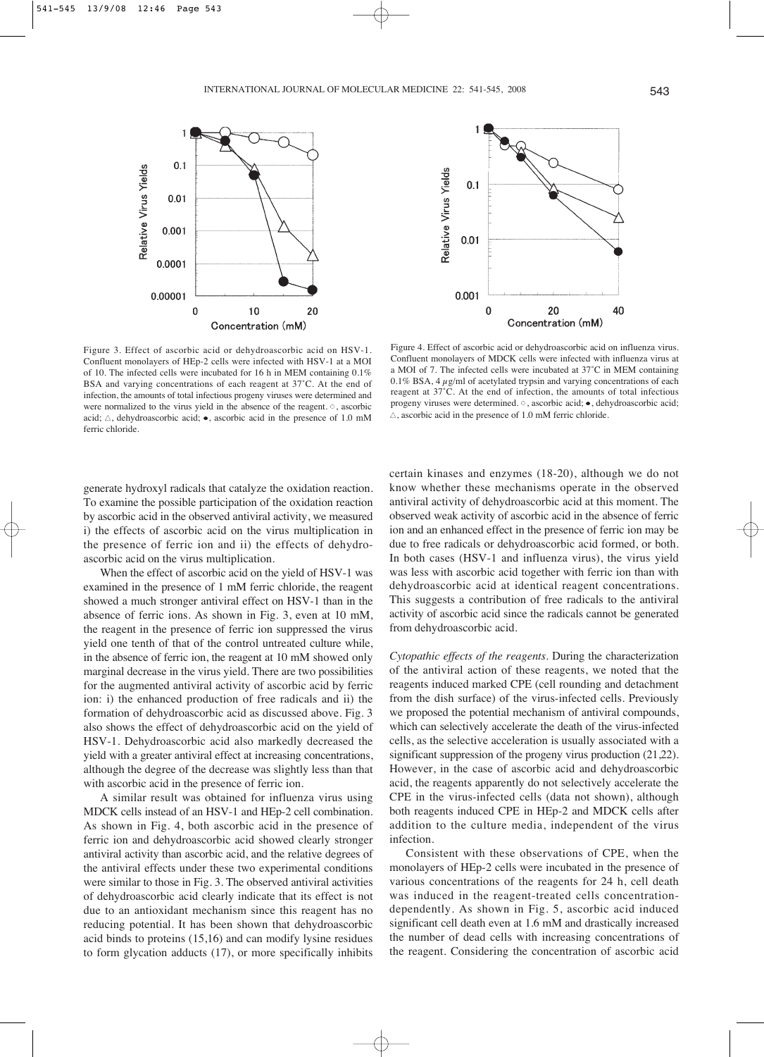Figure 3. Effect of ascorbic acid or dehydroascorbic acid on HSV-1. Confluent monolayers of HEp-2 cells were infected with HSV-1 at a MOI of 10. The infected cells were incubated for 16 h in MEM containing 0.1% BSA and varying concentrations of each reagent at 37˚C. At the end of infection, the amounts of total infectious progeny viruses were determined and were normalized to the virus yield in the absence of the reagent. ○, ascorbic acid; △, dehydroascorbic acid; ●, ascorbic acid in the presence of 1.0 mM ferric chloride.

Figure 4. Effect of ascorbic acid or dehydroascorbic acid on influenza virus. Confluent monolayers of MDCK cells were infected with influenza virus at a MOI of 7. The infected cells were incubated at 37˚C in MEM containing 0.1% BSA, 4 $\mu$g/ml of acetylated trypsin and varying concentrations of each reagent at 37˚C. At the end of infection, the amounts of total infectious progeny viruses were determined. ○, ascorbic acid; ●, dehydroascorbic acid; △, ascorbic acid in the presence of 1.0 mM ferric chloride.

generate hydroxyl radicals that catalyze the oxidation reaction. To examine the possible participation of the oxidation reaction by ascorbic acid in the observed antiviral activity, we measured i) the effects of ascorbic acid on the virus multiplication in the presence of ferric ion and ii) the effects of dehydroascorbic acid on the virus multiplication.

When the effect of ascorbic acid on the yield of HSV-1 was examined in the presence of 1 mM ferric chloride, the reagent showed a much stronger antiviral effect on HSV-1 than in the absence of ferric ions. As shown in Fig. 3, even at 10 mM, the reagent in the presence of ferric ion suppressed the virus yield one tenth of that of the control untreated culture while, in the absence of ferric ion, the reagent at 10 mM showed only marginal decrease in the virus yield. There are two possibilities for the augmented antiviral activity of ascorbic acid by ferric ion: i) the enhanced production of free radicals and ii) the formation of dehydroascorbic acid as discussed above. Fig. 3 also shows the effect of dehydroascorbic acid on the yield of HSV-1. Dehydroascorbic acid also markedly decreased the yield with a greater antiviral effect at increasing concentrations, although the degree of the decrease was slightly less than that with ascorbic acid in the presence of ferric ion.

A similar result was obtained for influenza virus using MDCK cells instead of an HSV-1 and HEp-2 cell combination. As shown in Fig. 4, both ascorbic acid in the presence of ferric ion and dehydroascorbic acid showed clearly stronger antiviral activity than ascorbic acid, and the relative degrees of the antiviral effects under these two experimental conditions were similar to those in Fig. 3. The observed antiviral activities of dehydroascorbic acid clearly indicate that its effect is not due to an antioxidant mechanism since this reagent has no reducing potential. It has been shown that dehydroascorbic acid binds to proteins (15,16) and can modify lysine residues to form glycation adducts (17), or more specifically inhibits certain kinases and enzymes (18-20), although we do not know whether these mechanisms operate in the observed antiviral activity of dehydroascorbic acid at this moment. The observed weak activity of ascorbic acid in the absence of ferric ion and an enhanced effect in the presence of ferric ion may be due to free radicals or dehydroascorbic acid formed, or both. In both cases (HSV-1 and influenza virus), the virus yield was less with ascorbic acid together with ferric ion than with dehydroascorbic acid at identical reagent concentrations. This suggests a contribution of free radicals to the antiviral activity of ascorbic acid since the radicals cannot be generated from dehydroascorbic acid.

*Cytopathic effects of the reagents.* During the characterization of the antiviral action of these reagents, we noted that the reagents induced marked CPE (cell rounding and detachment from the dish surface) of the virus-infected cells. Previously we proposed the potential mechanism of antiviral compounds, which can selectively accelerate the death of the virus-infected cells, as the selective acceleration is usually associated with a significant suppression of the progeny virus production (21,22). However, in the case of ascorbic acid and dehydroascorbic acid, the reagents apparently do not selectively accelerate the CPE in the virus-infected cells (data not shown), although both reagents induced CPE in HEp-2 and MDCK cells after addition to the culture media, independent of the virus infection.

Consistent with these observations of CPE, when the monolayers of HEp-2 cells were incubated in the presence of various concentrations of the reagents for 24 h, cell death was induced in the reagent-treated cells concentration-dependently. As shown in Fig. 5, ascorbic acid induced significant cell death even at 1.6 mM and drastically increased the number of dead cells with increasing concentrations of the reagent. Considering the concentration of ascorbic acid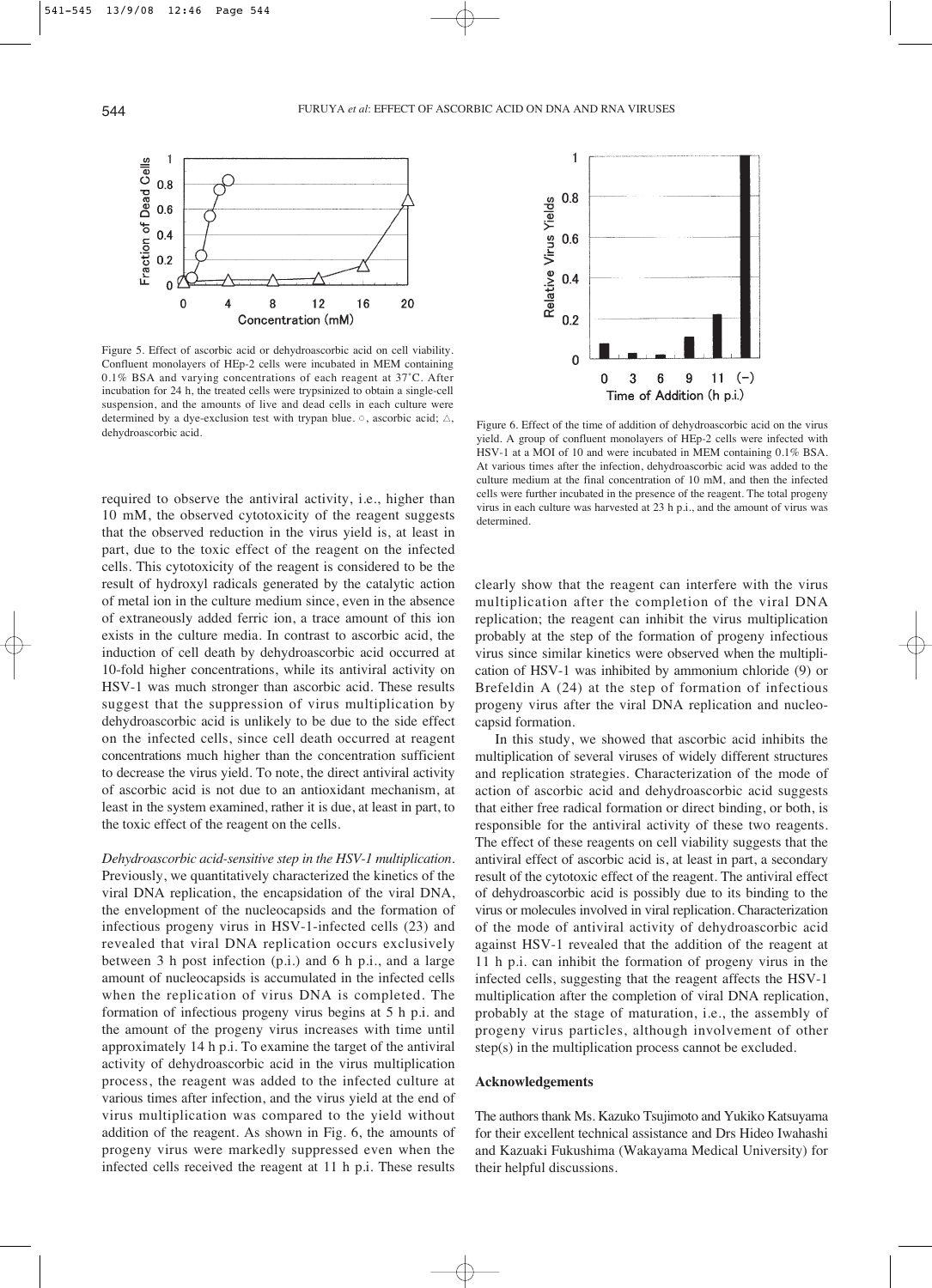Figure 5. Effect of ascorbic acid or dehydroascorbic acid on cell viability. Confluent monolayers of HEp-2 cells were incubated in MEM containing 0.1% BSA and varying concentrations of each reagent at 37˚C. After incubation for 24 h, the treated cells were trypsinized to obtain a single-cell suspension, and the amounts of live and dead cells in each culture were determined by a dye-exclusion test with trypan blue. ○, ascorbic acid; △, dehydroascorbic acid.

Figure 6. Effect of the time of addition of dehydroascorbic acid on the virus yield. A group of confluent monolayers of HEp-2 cells were infected with HSV-1 at a MOI of 10 and were incubated in MEM containing 0.1% BSA. At various times after the infection, dehydroascorbic acid was added to the culture medium at the final concentration of 10 mM, and then the infected cells were further incubated in the presence of the reagent. The total progeny virus in each culture was harvested at 23 h p.i., and the amount of virus was determined.

required to observe the antiviral activity, i.e., higher than 10 mM, the observed cytotoxicity of the reagent suggests that the observed reduction in the virus yield is, at least in part, due to the toxic effect of the reagent on the infected cells. This cytotoxicity of the reagent is considered to be the result of hydroxyl radicals generated by the catalytic action of metal ion in the culture medium since, even in the absence of extraneously added ferric ion, a trace amount of this ion exists in the culture media. In contrast to ascorbic acid, the induction of cell death by dehydroascorbic acid occurred at 10-fold higher concentrations, while its antiviral activity on HSV-1 was much stronger than ascorbic acid. These results suggest that the suppression of virus multiplication by dehydroascorbic acid is unlikely to be due to the side effect on the infected cells, since cell death occurred at reagent concentrations much higher than the concentration sufficient to decrease the virus yield. To note, the direct antiviral activity of ascorbic acid is not due to an antioxidant mechanism, at least in the system examined, rather it is due, at least in part, to the toxic effect of the reagent on the cells.

*Dehydroascorbic acid-sensitive step in the HSV-1 multiplication.* Previously, we quantitatively characterized the kinetics of the viral DNA replication, the encapsidation of the viral DNA, the envelopment of the nucleocapsids and the formation of infectious progeny virus in HSV-1-infected cells (23) and revealed that viral DNA replication occurs exclusively between 3 h post infection (p.i.) and 6 h p.i., and a large amount of nucleocapsids is accumulated in the infected cells when the replication of virus DNA is completed. The formation of infectious progeny virus begins at 5 h p.i. and the amount of the progeny virus increases with time until approximately 14 h p.i. To examine the target of the antiviral activity of dehydroascorbic acid in the virus multiplication process, the reagent was added to the infected culture at various times after infection, and the virus yield at the end of virus multiplication was compared to the yield without addition of the reagent. As shown in Fig. 6, the amounts of progeny virus were markedly suppressed even when the infected cells received the reagent at 11 h p.i. These results clearly show that the reagent can interfere with the virus multiplication after the completion of the viral DNA replication; the reagent can inhibit the virus multiplication probably at the step of the formation of progeny infectious virus since similar kinetics were observed when the multiplication of HSV-1 was inhibited by ammonium chloride (9) or Brefeldin A (24) at the step of formation of infectious progeny virus after the viral DNA replication and nucleocapsid formation.

In this study, we showed that ascorbic acid inhibits the multiplication of several viruses of widely different structures and replication strategies. Characterization of the mode of action of ascorbic acid and dehydroascorbic acid suggests that either free radical formation or direct binding, or both, is responsible for the antiviral activity of these two reagents. The effect of these reagents on cell viability suggests that the antiviral effect of ascorbic acid is, at least in part, a secondary result of the cytotoxic effect of the reagent. The antiviral effect of dehydroascorbic acid is possibly due to its binding to the virus or molecules involved in viral replication. Characterization of the mode of antiviral activity of dehydroascorbic acid against HSV-1 revealed that the addition of the reagent at 11 h p.i. can inhibit the formation of progeny virus in the infected cells, suggesting that the reagent affects the HSV-1 multiplication after the completion of viral DNA replication, probably at the stage of maturation, i.e., the assembly of progeny virus particles, although involvement of other step(s) in the multiplication process cannot be excluded.

## Acknowledgements

The authors thank Ms. Kazuko Tsujimoto and Yukiko Katsuyama for their excellent technical assistance and Drs Hideo Iwahashi and Kazuaki Fukushima (Wakayama Medical University) for their helpful discussions.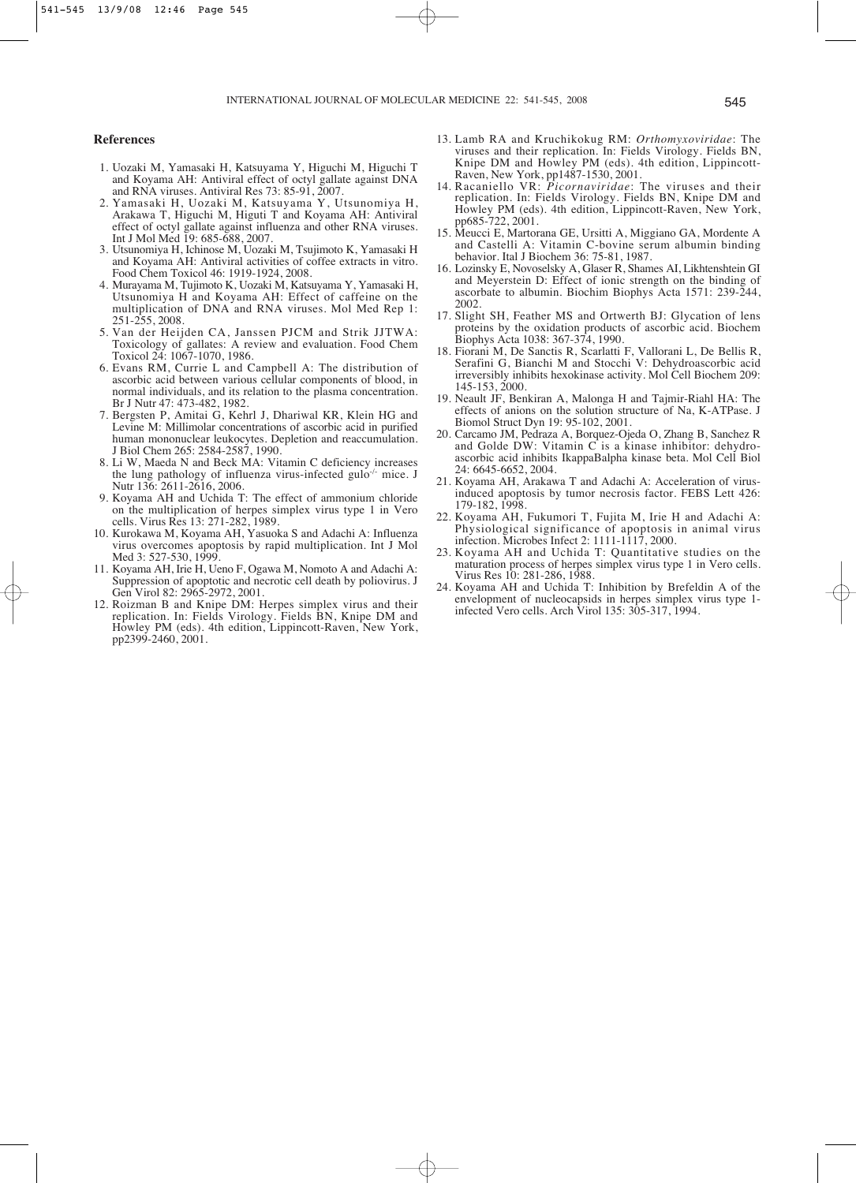## References

1. Uozaki M, Yamasaki H, Katsuyama Y, Higuchi M, Higuchi T and Koyama AH: Antiviral effect of octyl gallate against DNA and RNA viruses. Antiviral Res 73: 85-91, 2007.
2. Yamasaki H, Uozaki M, Katsuyama Y, Utsunomiya H, Arakawa T, Higuchi M, Higuti T and Koyama AH: Antiviral effect of octyl gallate against influenza and other RNA viruses. Int J Mol Med 19: 685-688, 2007.
3. Utsunomiya H, Ichinose M, Uozaki M, Tsujimoto K, Yamasaki H and Koyama AH: Antiviral activities of coffee extracts in vitro. Food Chem Toxicol 46: 1919-1924, 2008.
4. Murayama M, Tujimoto K, Uozaki M, Katsuyama Y, Yamasaki H, Utsunomiya H and Koyama AH: Effect of caffeine on the multiplication of DNA and RNA viruses. Mol Med Rep 1: 251-255, 2008.
5. Van der Heijden CA, Janssen PJCM and Strik JJTWA: Toxicology of gallates: A review and evaluation. Food Chem Toxicol 24: 1067-1070, 1986.
6. Evans RM, Currie L and Campbell A: The distribution of ascorbic acid between various cellular components of blood, in normal individuals, and its relation to the plasma concentration. Br J Nutr 47: 473-482, 1982.
7. Bergsten P, Amitai G, Kehrl J, Dhariwal KR, Klein HG and Levine M: Millimolar concentrations of ascorbic acid in purified human mononuclear leukocytes. Depletion and reaccumulation. J Biol Chem 265: 2584-2587, 1990.
8. Li W, Maeda N and Beck MA: Vitamin C deficiency increases the lung pathology of influenza virus-infected gulo$^{-/-}$ mice. J Nutr 136: 2611-2616, 2006.
9. Koyama AH and Uchida T: The effect of ammonium chloride on the multiplication of herpes simplex virus type 1 in Vero cells. Virus Res 13: 271-282, 1989.
10. Kurokawa M, Koyama AH, Yasuoka S and Adachi A: Influenza virus overcomes apoptosis by rapid multiplication. Int J Mol Med 3: 527-530, 1999.
11. Koyama AH, Irie H, Ueno F, Ogawa M, Nomoto A and Adachi A: Suppression of apoptotic and necrotic cell death by poliovirus. J Gen Virol 82: 2965-2972, 2001.
12. Roizman B and Knipe DM: Herpes simplex virus and their replication. In: Fields Virology. Fields BN, Knipe DM and Howley PM (eds). 4th edition, Lippincott-Raven, New York, pp2399-2460, 2001.
13. Lamb RA and Kruchikokug RM: *Orthomyxoviridae*: The viruses and their replication. In: Fields Virology. Fields BN, Knipe DM and Howley PM (eds). 4th edition, Lippincott-Raven, New York, pp1487-1530, 2001.
14. Racaniello VR: *Picornaviridae*: The viruses and their replication. In: Fields Virology. Fields BN, Knipe DM and Howley PM (eds). 4th edition, Lippincott-Raven, New York, pp685-722, 2001.
15. Meucci E, Martorana GE, Ursitti A, Miggiano GA, Mordente A and Castelli A: Vitamin C-bovine serum albumin binding behavior. Ital J Biochem 36: 75-81, 1987.
16. Lozinsky E, Novoselsky A, Glaser R, Shames AI, Likhtenshtein GI and Meyerstein D: Effect of ionic strength on the binding of ascorbate to albumin. Biochim Biophys Acta 1571: 239-244, 2002.
17. Slight SH, Feather MS and Ortwerth BJ: Glycation of lens proteins by the oxidation products of ascorbic acid. Biochem Biophys Acta 1038: 367-374, 1990.
18. Fiorani M, De Sanctis R, Scarlatti F, Vallorani L, De Bellis R, Serafini G, Bianchi M and Stocchi V: Dehydroascorbic acid irreversibly inhibits hexokinase activity. Mol Cell Biochem 209: 145-153, 2000.
19. Neault JF, Benkiran A, Malonga H and Tajmir-Riahl HA: The effects of anions on the solution structure of Na, K-ATPase. J Biomol Struct Dyn 19: 95-102, 2001.
20. Carcamo JM, Pedraza A, Borquez-Ojeda O, Zhang B, Sanchez R and Golde DW: Vitamin C is a kinase inhibitor: dehydroascorbic acid inhibits IkappaBalpha kinase beta. Mol Cell Biol 24: 6645-6652, 2004.
21. Koyama AH, Arakawa T and Adachi A: Acceleration of virus-induced apoptosis by tumor necrosis factor. FEBS Lett 426: 179-182, 1998.
22. Koyama AH, Fukumori T, Fujita M, Irie H and Adachi A: Physiological significance of apoptosis in animal virus infection. Microbes Infect 2: 1111-1117, 2000.
23. Koyama AH and Uchida T: Quantitative studies on the maturation process of herpes simplex virus type 1 in Vero cells. Virus Res 10: 281-286, 1988.
24. Koyama AH and Uchida T: Inhibition by Brefeldin A of the envelopment of nucleocapsids in herpes simplex virus type 1-infected Vero cells. Arch Virol 135: 305-317, 1994.